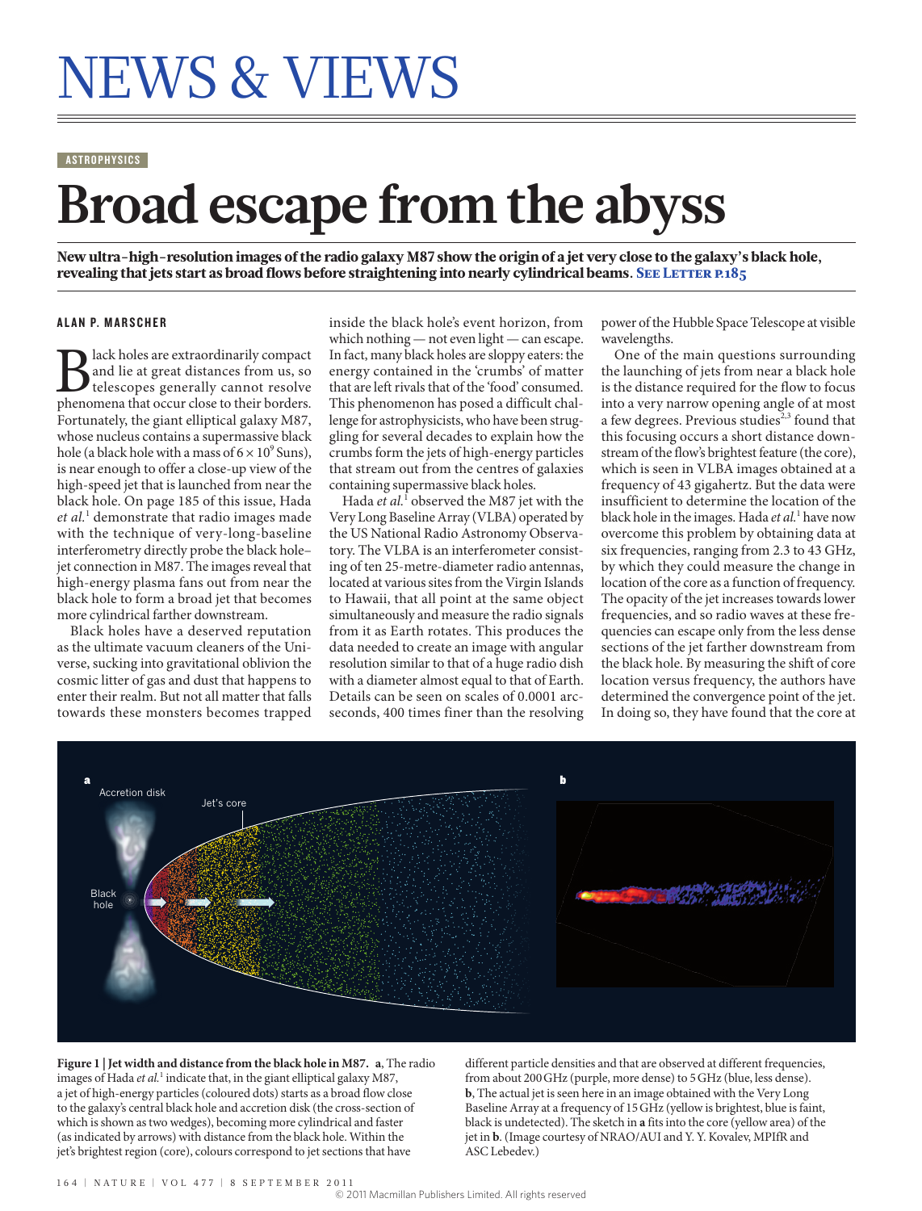# NEWS & VIEWS

ASTROPHYSICS

# Broad escape from the abyss

**New ultra-high-resolution images of the radio galaxy M87 show the origin of a jet very close to the galaxy's black hole, revealing that jets start as broad flows before straightening into nearly cylindrical beams.** SEE LETTER P.185

**ALAN P. MARSCHER**

Black holes are extraordinarily compact and lie at great distances from us, so telescopes generally cannot resolve phenomena that occur close to their borders. Fortunately, the giant elliptical galaxy M87, whose nucleus contains a supermassive black hole (a black hole with a mass of $6 \times 10^9$ Suns), is near enough to offer a close-up view of the high-speed jet that is launched from near the black hole. On page 185 of this issue, Hada *et al.*[1] demonstrate that radio images made with the technique of very-long-baseline interferometry directly probe the black hole–jet connection in M87. The images reveal that high-energy plasma fans out from near the black hole to form a broad jet that becomes more cylindrical farther downstream.

Black holes have a deserved reputation as the ultimate vacuum cleaners of the Universe, sucking into gravitational oblivion the cosmic litter of gas and dust that happens to enter their realm. But not all matter that falls towards these monsters becomes trapped inside the black hole's event horizon, from which nothing — not even light — can escape. In fact, many black holes are sloppy eaters: the energy contained in the 'crumbs' of matter that are left rivals that of the 'food' consumed. This phenomenon has posed a difficult challenge for astrophysicists, who have been struggling for several decades to explain how the crumbs form the jets of high-energy particles that stream out from the centres of galaxies containing supermassive black holes.

Hada *et al.*[1] observed the M87 jet with the Very Long Baseline Array (VLBA) operated by the US National Radio Astronomy Observatory. The VLBA is an interferometer consisting of ten 25-metre-diameter radio antennas, located at various sites from the Virgin Islands to Hawaii, that all point at the same object simultaneously and measure the radio signals from it as Earth rotates. This produces the data needed to create an image with angular resolution similar to that of a huge radio dish with a diameter almost equal to that of Earth. Details can be seen on scales of 0.0001 arcseconds, 400 times finer than the resolving power of the Hubble Space Telescope at visible wavelengths.

One of the main questions surrounding the launching of jets from near a black hole is the distance required for the flow to focus into a very narrow opening angle of at most a few degrees. Previous studies[2,3] found that this focusing occurs a short distance downstream of the flow's brightest feature (the core), which is seen in VLBA images obtained at a frequency of 43 gigahertz. But the data were insufficient to determine the location of the black hole in the images. Hada *et al.*[1] have now overcome this problem by obtaining data at six frequencies, ranging from 2.3 to 43 GHz, by which they could measure the change in location of the core as a function of frequency. The opacity of the jet increases towards lower frequencies, and so radio waves at these frequencies can escape only from the less dense sections of the jet farther downstream from the black hole. By measuring the shift of core location versus frequency, the authors have determined the convergence point of the jet. In doing so, they have found that the core at

**Figure 1 | Jet width and distance from the black hole in M87. a**, The radio images of Hada *et al.*[1] indicate that, in the giant elliptical galaxy M87, a jet of high-energy particles (coloured dots) starts as a broad flow close to the galaxy's central black hole and accretion disk (the cross-section of which is shown as two wedges), becoming more cylindrical and faster (as indicated by arrows) with distance from the black hole. Within the jet's brightest region (core), colours correspond to jet sections that have different particle densities and that are observed at different frequencies, from about 200 GHz (purple, more dense) to 5 GHz (blue, less dense). **b**, The actual jet is seen here in an image obtained with the Very Long Baseline Array at a frequency of 15 GHz (yellow is brightest, blue is faint, black is undetected). The sketch in **a** fits into the core (yellow area) of the jet in **b**. (Image courtesy of NRAO/AUI and Y. Y. Kovalev, MPIfR and ASC Lebedev.)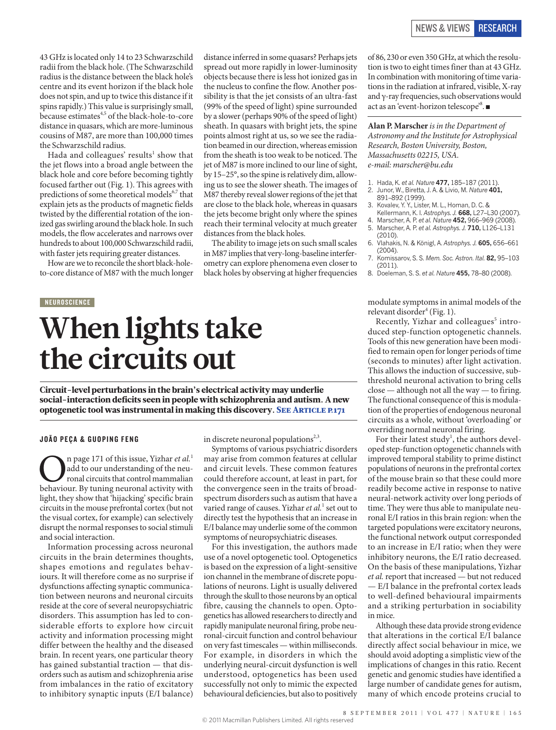43 GHz is located only 14 to 23 Schwarzschild radii from the black hole. (The Schwarzschild radius is the distance between the black hole's centre and its event horizon if the black hole does not spin, and up to twice this distance if it spins rapidly.) This value is surprisingly small, because estimates[4,5] of the black-hole-to-core distance in quasars, which are more-luminous cousins of M87, are more than 100,000 times the Schwarzschild radius.

Hada and colleagues' results[1] show that the jet flows into a broad angle between the black hole and core before becoming tightly focused farther out (Fig. 1). This agrees with predictions of some theoretical models[6,7] that explain jets as the products of magnetic fields twisted by the differential rotation of the ionized gas swirling around the black hole. In such models, the flow accelerates and narrows over hundreds to about 100,000 Schwarzschild radii, with faster jets requiring greater distances.

How are we to reconcile the short black-hole-to-core distance of M87 with the much longer distance inferred in some quasars? Perhaps jets spread out more rapidly in lower-luminosity objects because there is less hot ionized gas in the nucleus to confine the flow. Another possibility is that the jet consists of an ultra-fast (99% of the speed of light) spine surrounded by a slower (perhaps 90% of the speed of light) sheath. In quasars with bright jets, the spine points almost right at us, so we see the radiation beamed in our direction, whereas emission from the sheath is too weak to be noticed. The jet of M87 is more inclined to our line of sight, by 15–25°, so the spine is relatively dim, allowing us to see the slower sheath. The images of M87 thereby reveal slower regions of the jet that are close to the black hole, whereas in quasars the jets become bright only where the spines reach their terminal velocity at much greater distances from the black holes.

The ability to image jets on such small scales in M87 implies that very-long-baseline interferometry can explore phenomena even closer to black holes by observing at higher frequencies of 86, 230 or even 350 GHz, at which the resolution is two to eight times finer than at 43 GHz. In combination with monitoring of time variations in the radiation at infrared, visible, X-ray and γ-ray frequencies, such observations would act as an 'event-horizon telescope'[8]. ■

**Alan P. Marscher** *is in the Department of Astronomy and the Institute for Astrophysical Research, Boston University, Boston, Massachusetts 02215, USA.*
*e-mail: marscher@bu.edu*

1. Hada, K. *et al. Nature* **477,** 185–187 (2011).
2. Junor, W., Biretta, J. A. & Livio, M. *Nature* **401,** 891–892 (1999).
3. Kovalev, Y. Y., Lister, M. L., Homan, D. C. & Kellermann, K. I. *Astrophys. J.* **668,** L27–L30 (2007).
4. Marscher, A. P. *et al. Nature* **452,** 966–969 (2008).
5. Marscher, A. P. *et al. Astrophys. J.* **710,** L126–L131 (2010).
6. Vlahakis, N. & Königl, A. *Astrophys. J.* **605,** 656–661 (2004).
7. Komissarov, S. S. *Mem. Soc. Astron. Ital.* **82,** 95–103 (2011).
8. Doeleman, S. S. *et al. Nature* **455,** 78–80 (2008).

NEUROSCIENCE

# When lights take the circuits out

**Circuit-level perturbations in the brain's electrical activity may underlie social-interaction deficits seen in people with schizophrenia and autism. A new optogenetic tool was instrumental in making this discovery. See Article p.171**

#### JOÃO PEÇA & GUOPING FENG

On page 171 of this issue, Yizhar *et al.*[1] add to our understanding of the neuronal circuits that control mammalian behaviour. By tuning neuronal activity with light, they show that 'hijacking' specific brain circuits in the mouse prefrontal cortex (but not the visual cortex, for example) can selectively disrupt the normal responses to social stimuli and social interaction.

Information processing across neuronal circuits in the brain determines thoughts, shapes emotions and regulates behaviours. It will therefore come as no surprise if dysfunctions affecting synaptic communication between neurons and neuronal circuits reside at the core of several neuropsychiatric disorders. This assumption has led to considerable efforts to explore how circuit activity and information processing might differ between the healthy and the diseased brain. In recent years, one particular theory has gained substantial traction — that disorders such as autism and schizophrenia arise from imbalances in the ratio of excitatory to inhibitory synaptic inputs (E/I balance) in discrete neuronal populations[2,3].

Symptoms of various psychiatric disorders may arise from common features at cellular and circuit levels. These common features could therefore account, at least in part, for the convergence seen in the traits of broad-spectrum disorders such as autism that have a varied range of causes. Yizhar *et al.*[1] set out to directly test the hypothesis that an increase in E/I balance may underlie some of the common symptoms of neuropsychiatric diseases.

For this investigation, the authors made use of a novel optogenetic tool. Optogenetics is based on the expression of a light-sensitive ion channel in the membrane of discrete populations of neurons. Light is usually delivered through the skull to those neurons by an optical fibre, causing the channels to open. Optogenetics has allowed researchers to directly and rapidly manipulate neuronal firing, probe neuronal-circuit function and control behaviour on very fast timescales — within milliseconds. For example, in disorders in which the underlying neural-circuit dysfunction is well understood, optogenetics has been used successfully not only to mimic the expected behavioural deficiencies, but also to positively modulate symptoms in animal models of the relevant disorder[4] (Fig. 1).

Recently, Yizhar and colleagues[5] introduced step-function optogenetic channels. Tools of this new generation have been modified to remain open for longer periods of time (seconds to minutes) after light activation. This allows the induction of successive, subthreshold neuronal activation to bring cells close — although not all the way — to firing. The functional consequence of this is modulation of the properties of endogenous neuronal circuits as a whole, without 'overloading' or overriding normal neuronal firing.

For their latest study[1], the authors developed step-function optogenetic channels with improved temporal stability to prime distinct populations of neurons in the prefrontal cortex of the mouse brain so that these could more readily become active in response to native neural-network activity over long periods of time. They were thus able to manipulate neuronal E/I ratios in this brain region: when the targeted populations were excitatory neurons, the functional network output corresponded to an increase in E/I ratio; when they were inhibitory neurons, the E/I ratio decreased. On the basis of these manipulations, Yizhar *et al.* report that increased — but not reduced — E/I balance in the prefrontal cortex leads to well-defined behavioural impairments and a striking perturbation in sociability in mice.

Although these data provide strong evidence that alterations in the cortical E/I balance directly affect social behaviour in mice, we should avoid adopting a simplistic view of the implications of changes in this ratio. Recent genetic and genomic studies have identified a large number of candidate genes for autism, many of which encode proteins crucial to